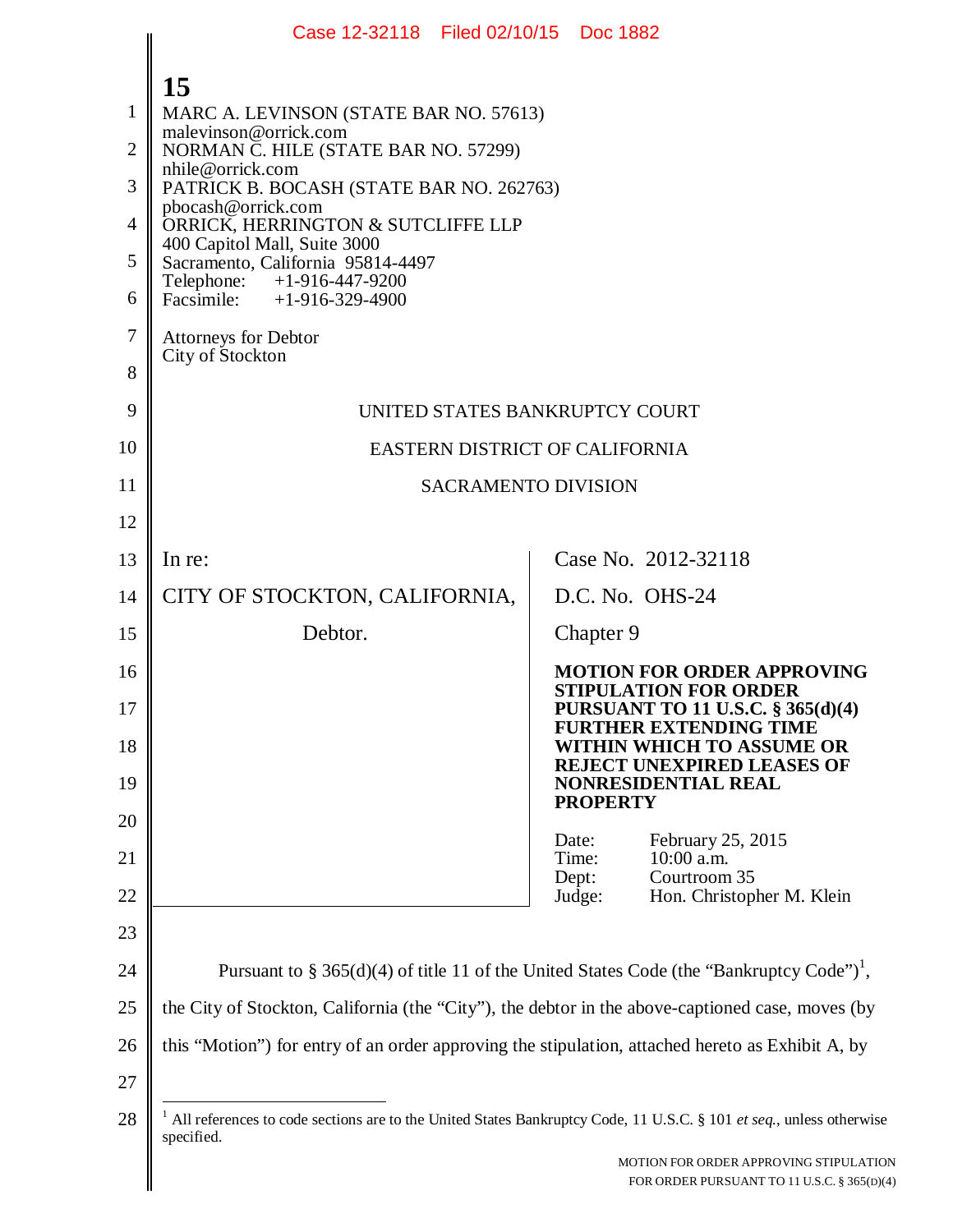MARC A. LEVINSON (STATE BAR NO. 57613)
malevinson@orrick.com
NORMAN C. HILE (STATE BAR NO. 57299)
nhile@orrick.com
PATRICK B. BOCASH (STATE BAR NO. 262763)
pbocash@orrick.com
ORRICK, HERRINGTON & SUTCLIFFE LLP
400 Capitol Mall, Suite 3000
Sacramento, California 95814-4497
Telephone: +1-916-447-9200
Facsimile: +1-916-329-4900

Attorneys for Debtor
City of Stockton

UNITED STATES BANKRUPTCY COURT

EASTERN DISTRICT OF CALIFORNIA

SACRAMENTO DIVISION

| | |
|---|---|
| In re:<br><br>CITY OF STOCKTON, CALIFORNIA,<br><br>Debtor. | Case No. 2012-32118<br><br>D.C. No. OHS-24<br><br>Chapter 9<br><br>**MOTION FOR ORDER APPROVING STIPULATION FOR ORDER PURSUANT TO 11 U.S.C. § 365(d)(4) FURTHER EXTENDING TIME WITHIN WHICH TO ASSUME OR REJECT UNEXPIRED LEASES OF NONRESIDENTIAL REAL PROPERTY**<br><br>Date: February 25, 2015<br>Time: 10:00 a.m.<br>Dept: Courtroom 35<br>Judge: Hon. Christopher M. Klein |

Pursuant to § 365(d)(4) of title 11 of the United States Code (the "Bankruptcy Code")[1], the City of Stockton, California (the "City"), the debtor in the above-captioned case, moves (by this "Motion") for entry of an order approving the stipulation, attached hereto as Exhibit A, by

[1] All references to code sections are to the United States Bankruptcy Code, 11 U.S.C. § 101 *et seq.*, unless otherwise specified.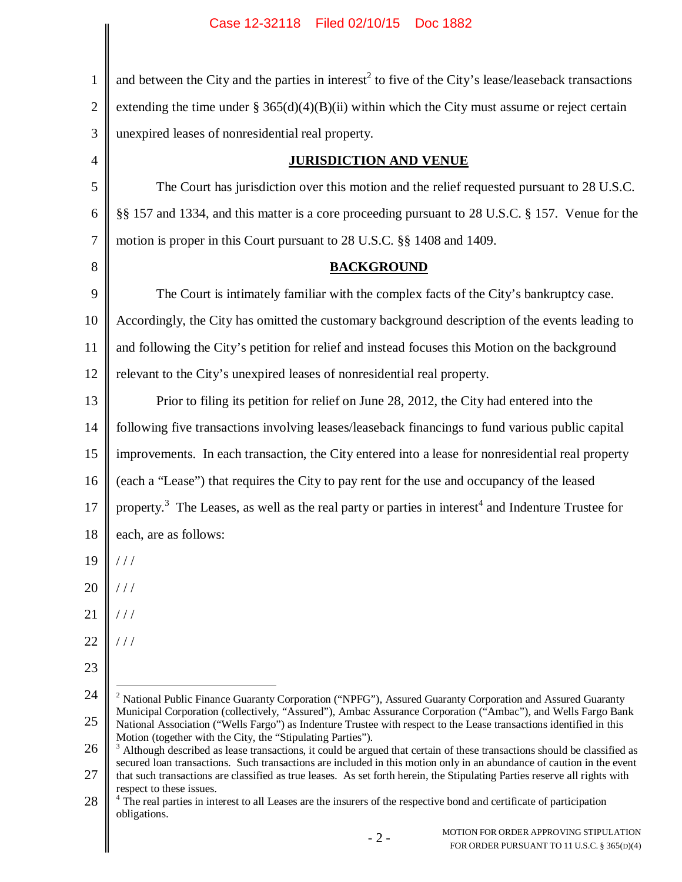and between the City and the parties in interest[2] to five of the City's lease/leaseback transactions extending the time under § 365(d)(4)(B)(ii) within which the City must assume or reject certain unexpired leases of nonresidential real property.

## JURISDICTION AND VENUE

The Court has jurisdiction over this motion and the relief requested pursuant to 28 U.S.C. §§ 157 and 1334, and this matter is a core proceeding pursuant to 28 U.S.C. § 157. Venue for the motion is proper in this Court pursuant to 28 U.S.C. §§ 1408 and 1409.

## BACKGROUND

The Court is intimately familiar with the complex facts of the City's bankruptcy case. Accordingly, the City has omitted the customary background description of the events leading to and following the City's petition for relief and instead focuses this Motion on the background relevant to the City's unexpired leases of nonresidential real property.

Prior to filing its petition for relief on June 28, 2012, the City had entered into the following five transactions involving leases/leaseback financings to fund various public capital improvements. In each transaction, the City entered into a lease for nonresidential real property (each a "Lease") that requires the City to pay rent for the use and occupancy of the leased property.[3] The Leases, as well as the real party or parties in interest[4] and Indenture Trustee for each, are as follows:

/ / /

/ / /

/ / /

/ / /

---

[2] National Public Finance Guaranty Corporation ("NPFG"), Assured Guaranty Corporation and Assured Guaranty Municipal Corporation (collectively, "Assured"), Ambac Assurance Corporation ("Ambac"), and Wells Fargo Bank National Association ("Wells Fargo") as Indenture Trustee with respect to the Lease transactions identified in this Motion (together with the City, the "Stipulating Parties").

[3] Although described as lease transactions, it could be argued that certain of these transactions should be classified as secured loan transactions. Such transactions are included in this motion only in an abundance of caution in the event that such transactions are classified as true leases. As set forth herein, the Stipulating Parties reserve all rights with respect to these issues.

[4] The real parties in interest to all Leases are the insurers of the respective bond and certificate of participation obligations.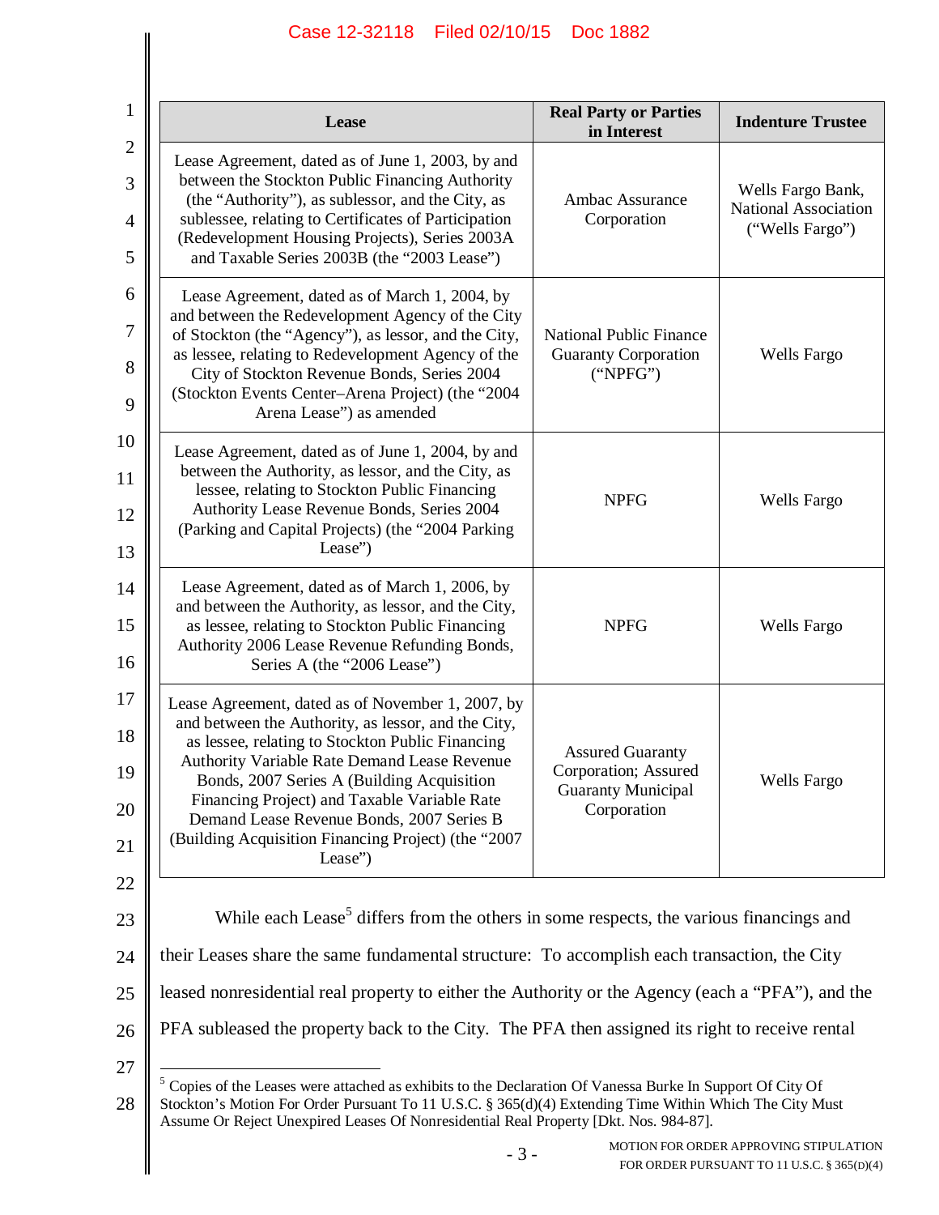| Lease | Real Party or Parties in Interest | Indenture Trustee |
|---|---|---|
| Lease Agreement, dated as of June 1, 2003, by and between the Stockton Public Financing Authority (the "Authority"), as sublessor, and the City, as sublessee, relating to Certificates of Participation (Redevelopment Housing Projects), Series 2003A and Taxable Series 2003B (the "2003 Lease") | Ambac Assurance Corporation | Wells Fargo Bank, National Association ("Wells Fargo") |
| Lease Agreement, dated as of March 1, 2004, by and between the Redevelopment Agency of the City of Stockton (the "Agency"), as lessor, and the City, as lessee, relating to Redevelopment Agency of the City of Stockton Revenue Bonds, Series 2004 (Stockton Events Center–Arena Project) (the "2004 Arena Lease") as amended | National Public Finance Guaranty Corporation ("NPFG") | Wells Fargo |
| Lease Agreement, dated as of June 1, 2004, by and between the Authority, as lessor, and the City, as lessee, relating to Stockton Public Financing Authority Lease Revenue Bonds, Series 2004 (Parking and Capital Projects) (the "2004 Parking Lease") | NPFG | Wells Fargo |
| Lease Agreement, dated as of March 1, 2006, by and between the Authority, as lessor, and the City, as lessee, relating to Stockton Public Financing Authority 2006 Lease Revenue Refunding Bonds, Series A (the "2006 Lease") | NPFG | Wells Fargo |
| Lease Agreement, dated as of November 1, 2007, by and between the Authority, as lessor, and the City, as lessee, relating to Stockton Public Financing Authority Variable Rate Demand Lease Revenue Bonds, 2007 Series A (Building Acquisition Financing Project) and Taxable Variable Rate Demand Lease Revenue Bonds, 2007 Series B (Building Acquisition Financing Project) (the "2007 Lease") | Assured Guaranty Corporation; Assured Guaranty Municipal Corporation | Wells Fargo |

While each Lease[5] differs from the others in some respects, the various financings and their Leases share the same fundamental structure: To accomplish each transaction, the City leased nonresidential real property to either the Authority or the Agency (each a "PFA"), and the PFA subleased the property back to the City. The PFA then assigned its right to receive rental

[5] Copies of the Leases were attached as exhibits to the Declaration Of Vanessa Burke In Support Of City Of Stockton's Motion For Order Pursuant To 11 U.S.C. § 365(d)(4) Extending Time Within Which The City Must Assume Or Reject Unexpired Leases Of Nonresidential Real Property [Dkt. Nos. 984-87].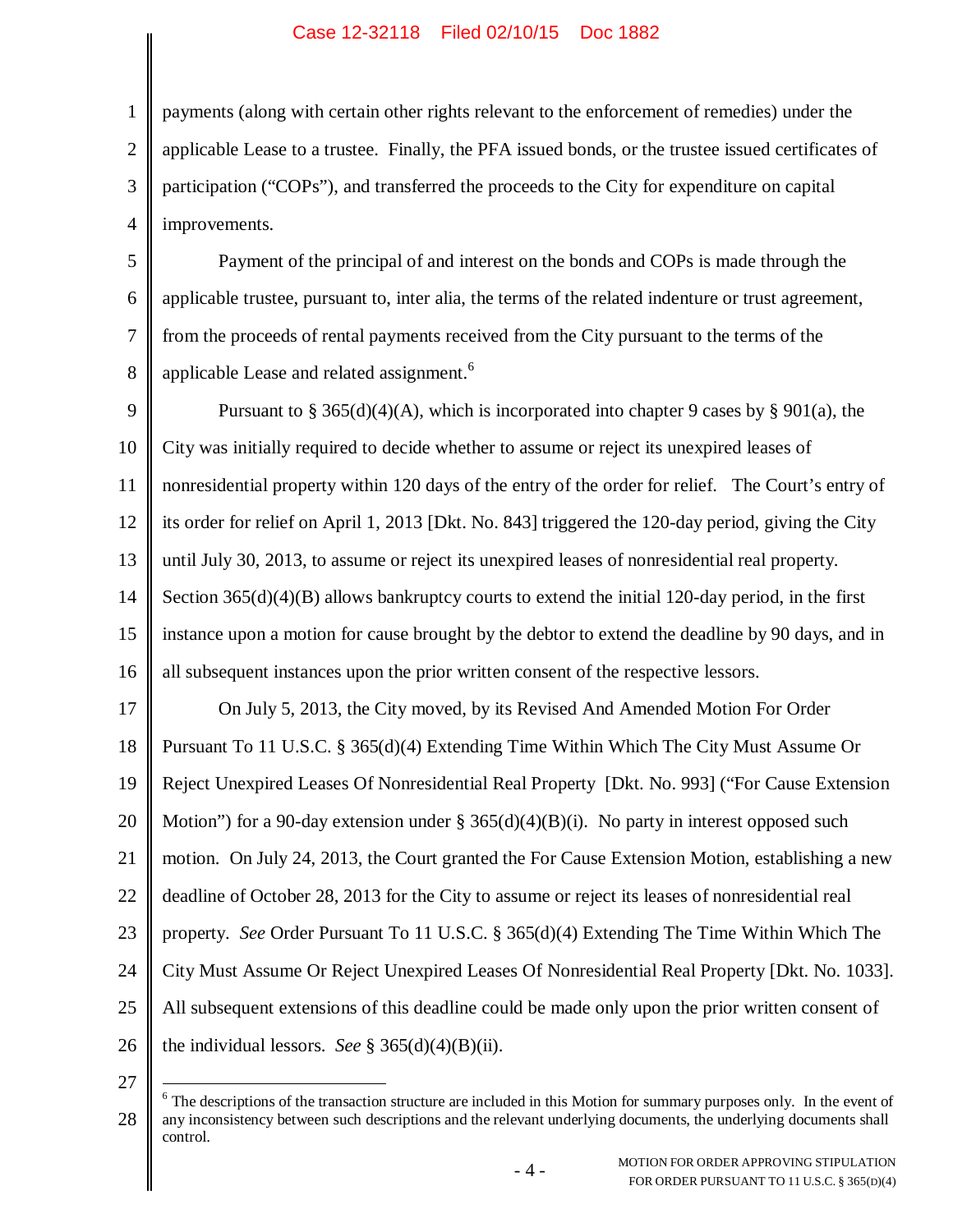payments (along with certain other rights relevant to the enforcement of remedies) under the applicable Lease to a trustee. Finally, the PFA issued bonds, or the trustee issued certificates of participation ("COPs"), and transferred the proceeds to the City for expenditure on capital improvements.

Payment of the principal of and interest on the bonds and COPs is made through the applicable trustee, pursuant to, inter alia, the terms of the related indenture or trust agreement, from the proceeds of rental payments received from the City pursuant to the terms of the applicable Lease and related assignment.[6]

Pursuant to § 365(d)(4)(A), which is incorporated into chapter 9 cases by § 901(a), the City was initially required to decide whether to assume or reject its unexpired leases of nonresidential property within 120 days of the entry of the order for relief. The Court's entry of its order for relief on April 1, 2013 [Dkt. No. 843] triggered the 120-day period, giving the City until July 30, 2013, to assume or reject its unexpired leases of nonresidential real property. Section 365(d)(4)(B) allows bankruptcy courts to extend the initial 120-day period, in the first instance upon a motion for cause brought by the debtor to extend the deadline by 90 days, and in all subsequent instances upon the prior written consent of the respective lessors.

On July 5, 2013, the City moved, by its Revised And Amended Motion For Order Pursuant To 11 U.S.C. § 365(d)(4) Extending Time Within Which The City Must Assume Or Reject Unexpired Leases Of Nonresidential Real Property [Dkt. No. 993] ("For Cause Extension Motion") for a 90-day extension under § 365(d)(4)(B)(i). No party in interest opposed such motion. On July 24, 2013, the Court granted the For Cause Extension Motion, establishing a new deadline of October 28, 2013 for the City to assume or reject its leases of nonresidential real property. *See* Order Pursuant To 11 U.S.C. § 365(d)(4) Extending The Time Within Which The City Must Assume Or Reject Unexpired Leases Of Nonresidential Real Property [Dkt. No. 1033]. All subsequent extensions of this deadline could be made only upon the prior written consent of the individual lessors. *See* § 365(d)(4)(B)(ii).

---

[6] The descriptions of the transaction structure are included in this Motion for summary purposes only. In the event of any inconsistency between such descriptions and the relevant underlying documents, the underlying documents shall control.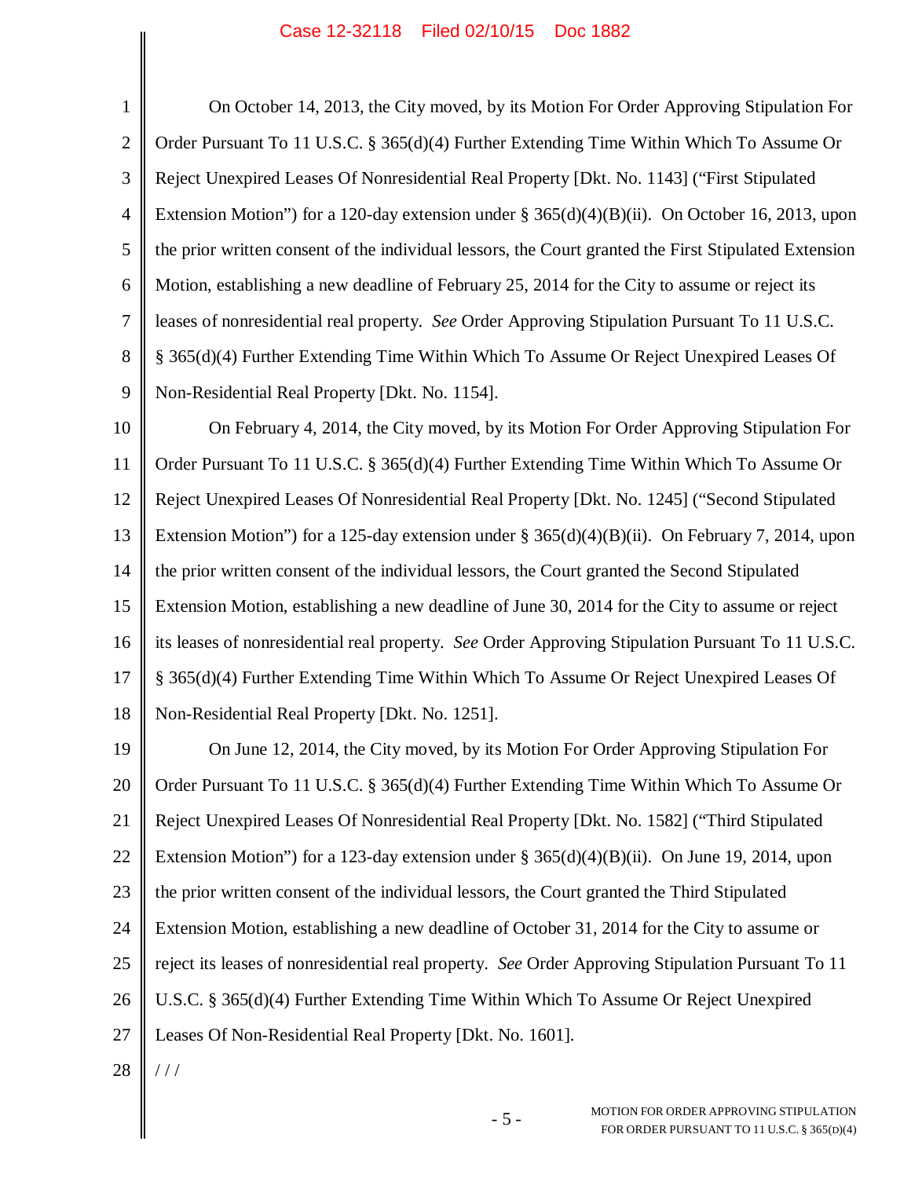On October 14, 2013, the City moved, by its Motion For Order Approving Stipulation For Order Pursuant To 11 U.S.C. § 365(d)(4) Further Extending Time Within Which To Assume Or Reject Unexpired Leases Of Nonresidential Real Property [Dkt. No. 1143] ("First Stipulated Extension Motion") for a 120-day extension under § 365(d)(4)(B)(ii). On October 16, 2013, upon the prior written consent of the individual lessors, the Court granted the First Stipulated Extension Motion, establishing a new deadline of February 25, 2014 for the City to assume or reject its leases of nonresidential real property. *See* Order Approving Stipulation Pursuant To 11 U.S.C. § 365(d)(4) Further Extending Time Within Which To Assume Or Reject Unexpired Leases Of Non-Residential Real Property [Dkt. No. 1154].

On February 4, 2014, the City moved, by its Motion For Order Approving Stipulation For Order Pursuant To 11 U.S.C. § 365(d)(4) Further Extending Time Within Which To Assume Or Reject Unexpired Leases Of Nonresidential Real Property [Dkt. No. 1245] ("Second Stipulated Extension Motion") for a 125-day extension under § 365(d)(4)(B)(ii). On February 7, 2014, upon the prior written consent of the individual lessors, the Court granted the Second Stipulated Extension Motion, establishing a new deadline of June 30, 2014 for the City to assume or reject its leases of nonresidential real property. *See* Order Approving Stipulation Pursuant To 11 U.S.C. § 365(d)(4) Further Extending Time Within Which To Assume Or Reject Unexpired Leases Of Non-Residential Real Property [Dkt. No. 1251].

On June 12, 2014, the City moved, by its Motion For Order Approving Stipulation For Order Pursuant To 11 U.S.C. § 365(d)(4) Further Extending Time Within Which To Assume Or Reject Unexpired Leases Of Nonresidential Real Property [Dkt. No. 1582] ("Third Stipulated Extension Motion") for a 123-day extension under § 365(d)(4)(B)(ii). On June 19, 2014, upon the prior written consent of the individual lessors, the Court granted the Third Stipulated Extension Motion, establishing a new deadline of October 31, 2014 for the City to assume or reject its leases of nonresidential real property. *See* Order Approving Stipulation Pursuant To 11 U.S.C. § 365(d)(4) Further Extending Time Within Which To Assume Or Reject Unexpired Leases Of Non-Residential Real Property [Dkt. No. 1601].

/ / /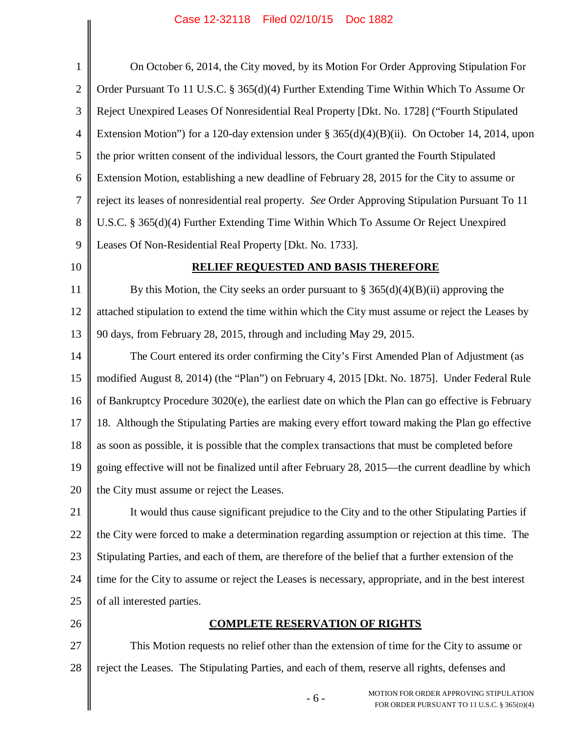On October 6, 2014, the City moved, by its Motion For Order Approving Stipulation For Order Pursuant To 11 U.S.C. § 365(d)(4) Further Extending Time Within Which To Assume Or Reject Unexpired Leases Of Nonresidential Real Property [Dkt. No. 1728] ("Fourth Stipulated Extension Motion") for a 120-day extension under § 365(d)(4)(B)(ii). On October 14, 2014, upon the prior written consent of the individual lessors, the Court granted the Fourth Stipulated Extension Motion, establishing a new deadline of February 28, 2015 for the City to assume or reject its leases of nonresidential real property. *See* Order Approving Stipulation Pursuant To 11 U.S.C. § 365(d)(4) Further Extending Time Within Which To Assume Or Reject Unexpired Leases Of Non-Residential Real Property [Dkt. No. 1733].

**RELIEF REQUESTED AND BASIS THEREFORE**

By this Motion, the City seeks an order pursuant to § 365(d)(4)(B)(ii) approving the attached stipulation to extend the time within which the City must assume or reject the Leases by 90 days, from February 28, 2015, through and including May 29, 2015.

The Court entered its order confirming the City's First Amended Plan of Adjustment (as modified August 8, 2014) (the "Plan") on February 4, 2015 [Dkt. No. 1875]. Under Federal Rule of Bankruptcy Procedure 3020(e), the earliest date on which the Plan can go effective is February 18. Although the Stipulating Parties are making every effort toward making the Plan go effective as soon as possible, it is possible that the complex transactions that must be completed before going effective will not be finalized until after February 28, 2015—the current deadline by which the City must assume or reject the Leases.

It would thus cause significant prejudice to the City and to the other Stipulating Parties if the City were forced to make a determination regarding assumption or rejection at this time. The Stipulating Parties, and each of them, are therefore of the belief that a further extension of the time for the City to assume or reject the Leases is necessary, appropriate, and in the best interest of all interested parties.

**COMPLETE RESERVATION OF RIGHTS**

This Motion requests no relief other than the extension of time for the City to assume or reject the Leases. The Stipulating Parties, and each of them, reserve all rights, defenses and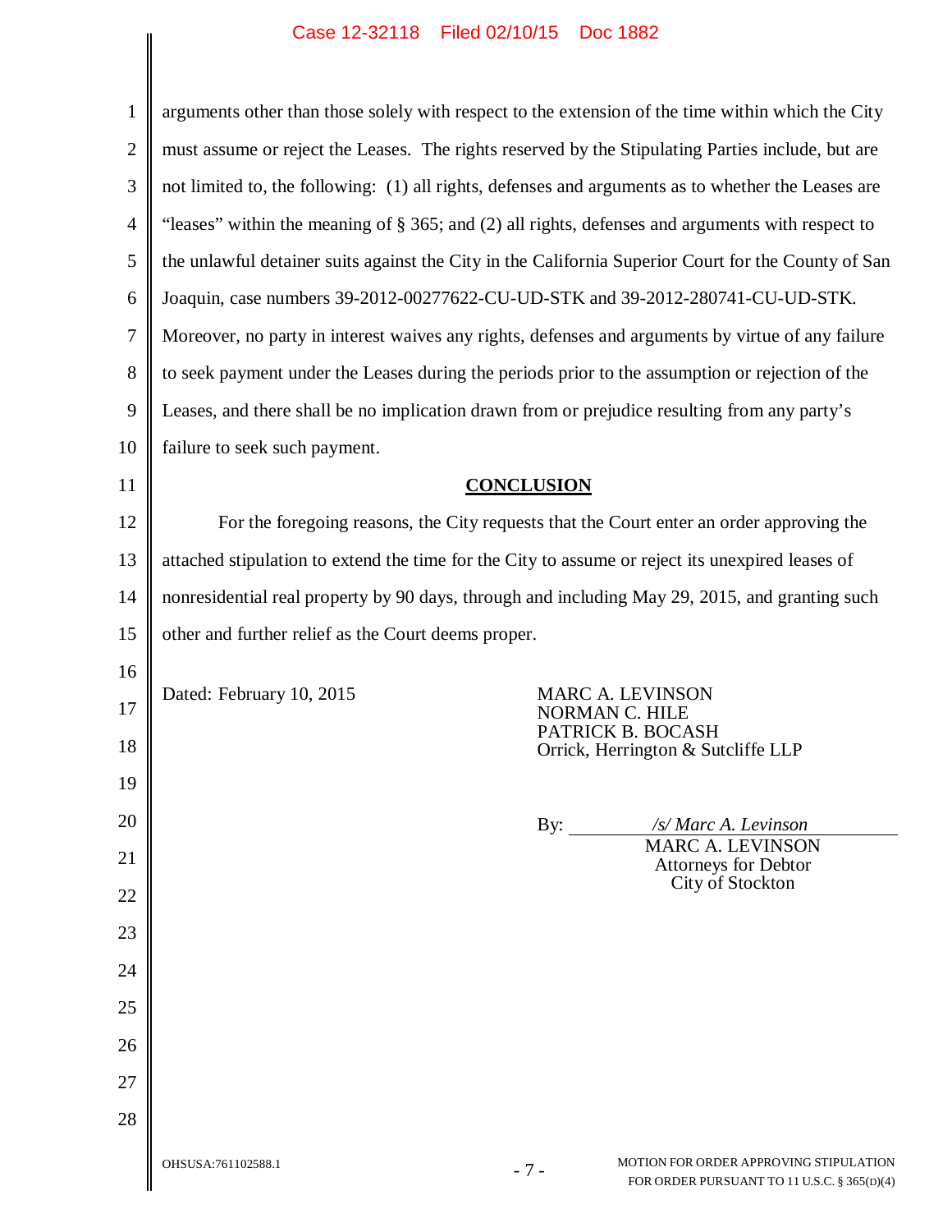arguments other than those solely with respect to the extension of the time within which the City must assume or reject the Leases. The rights reserved by the Stipulating Parties include, but are not limited to, the following: (1) all rights, defenses and arguments as to whether the Leases are "leases" within the meaning of § 365; and (2) all rights, defenses and arguments with respect to the unlawful detainer suits against the City in the California Superior Court for the County of San Joaquin, case numbers 39-2012-00277622-CU-UD-STK and 39-2012-280741-CU-UD-STK. Moreover, no party in interest waives any rights, defenses and arguments by virtue of any failure to seek payment under the Leases during the periods prior to the assumption or rejection of the Leases, and there shall be no implication drawn from or prejudice resulting from any party's failure to seek such payment.

## CONCLUSION

For the foregoing reasons, the City requests that the Court enter an order approving the attached stipulation to extend the time for the City to assume or reject its unexpired leases of nonresidential real property by 90 days, through and including May 29, 2015, and granting such other and further relief as the Court deems proper.

Dated: February 10, 2015

MARC A. LEVINSON
NORMAN C. HILE
PATRICK B. BOCASH
Orrick, Herrington & Sutcliffe LLP

By: */s/ Marc A. Levinson*
MARC A. LEVINSON
Attorneys for Debtor
City of Stockton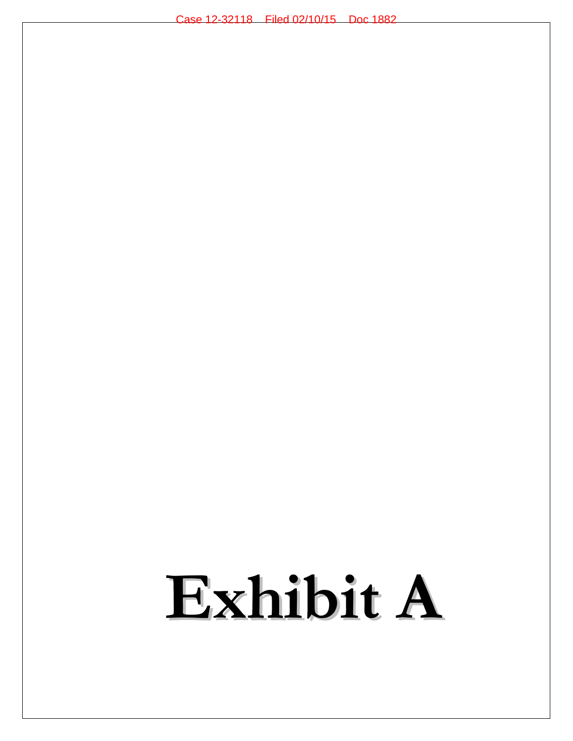# Exhibit A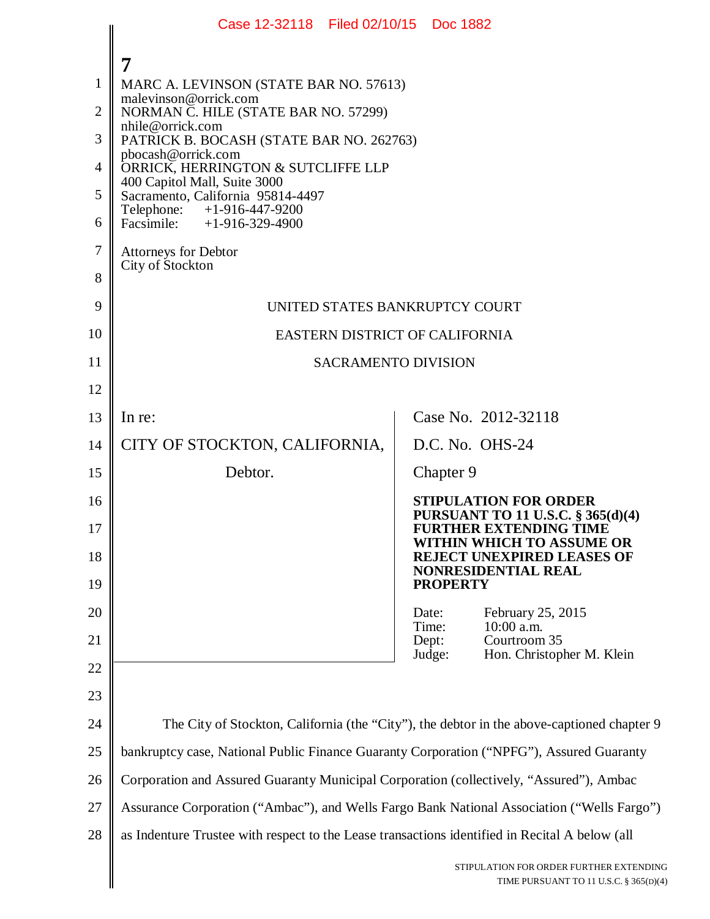7

MARC A. LEVINSON (STATE BAR NO. 57613)
malevinson@orrick.com
NORMAN C. HILE (STATE BAR NO. 57299)
nhile@orrick.com
PATRICK B. BOCASH (STATE BAR NO. 262763)
pbocash@orrick.com
ORRICK, HERRINGTON & SUTCLIFFE LLP
400 Capitol Mall, Suite 3000
Sacramento, California 95814-4497
Telephone: +1-916-447-9200
Facsimile: +1-916-329-4900

Attorneys for Debtor
City of Stockton

UNITED STATES BANKRUPTCY COURT

EASTERN DISTRICT OF CALIFORNIA

SACRAMENTO DIVISION

| | |
|---|---|
| In re:<br><br>CITY OF STOCKTON, CALIFORNIA,<br><br>Debtor. | Case No. 2012-32118<br><br>D.C. No. OHS-24<br><br>Chapter 9<br><br>**STIPULATION FOR ORDER PURSUANT TO 11 U.S.C. § 365(d)(4) FURTHER EXTENDING TIME WITHIN WHICH TO ASSUME OR REJECT UNEXPIRED LEASES OF NONRESIDENTIAL REAL PROPERTY**<br><br>Date: February 25, 2015<br>Time: 10:00 a.m.<br>Dept: Courtroom 35<br>Judge: Hon. Christopher M. Klein |

The City of Stockton, California (the "City"), the debtor in the above-captioned chapter 9 bankruptcy case, National Public Finance Guaranty Corporation ("NPFG"), Assured Guaranty Corporation and Assured Guaranty Municipal Corporation (collectively, "Assured"), Ambac Assurance Corporation ("Ambac"), and Wells Fargo Bank National Association ("Wells Fargo") as Indenture Trustee with respect to the Lease transactions identified in Recital A below (all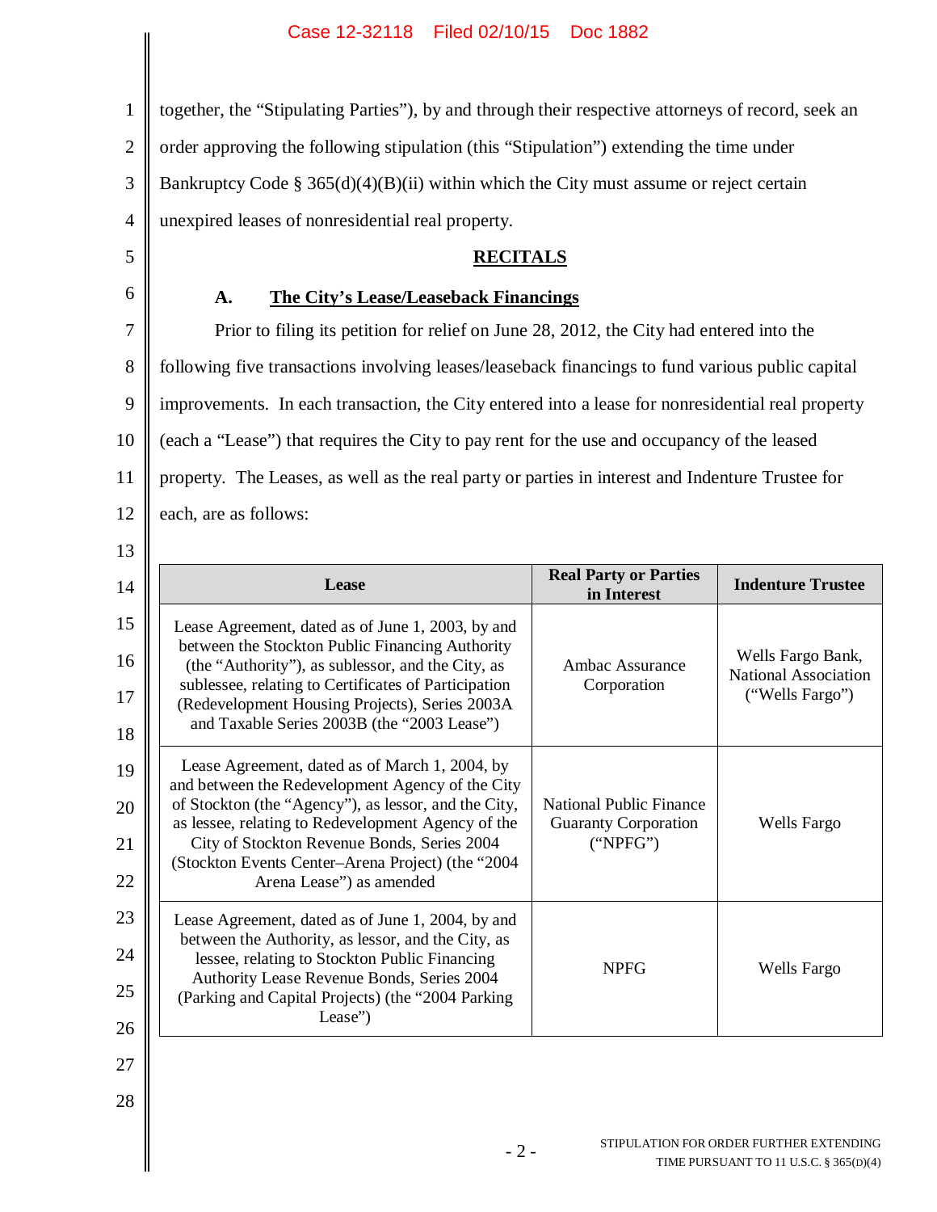together, the "Stipulating Parties"), by and through their respective attorneys of record, seek an order approving the following stipulation (this "Stipulation") extending the time under Bankruptcy Code § 365(d)(4)(B)(ii) within which the City must assume or reject certain unexpired leases of nonresidential real property.

## RECITALS

### A. The City's Lease/Leaseback Financings

Prior to filing its petition for relief on June 28, 2012, the City had entered into the following five transactions involving leases/leaseback financings to fund various public capital improvements. In each transaction, the City entered into a lease for nonresidential real property (each a "Lease") that requires the City to pay rent for the use and occupancy of the leased property. The Leases, as well as the real party or parties in interest and Indenture Trustee for each, are as follows:

| Lease | Real Party or Parties in Interest | Indenture Trustee |
|---|---|---|
| Lease Agreement, dated as of June 1, 2003, by and between the Stockton Public Financing Authority (the "Authority"), as sublessor, and the City, as sublessee, relating to Certificates of Participation (Redevelopment Housing Projects), Series 2003A and Taxable Series 2003B (the "2003 Lease") | Ambac Assurance Corporation | Wells Fargo Bank, National Association ("Wells Fargo") |
| Lease Agreement, dated as of March 1, 2004, by and between the Redevelopment Agency of the City of Stockton (the "Agency"), as lessor, and the City, as lessee, relating to Redevelopment Agency of the City of Stockton Revenue Bonds, Series 2004 (Stockton Events Center–Arena Project) (the "2004 Arena Lease") as amended | National Public Finance Guaranty Corporation ("NPFG") | Wells Fargo |
| Lease Agreement, dated as of June 1, 2004, by and between the Authority, as lessor, and the City, as lessee, relating to Stockton Public Financing Authority Lease Revenue Bonds, Series 2004 (Parking and Capital Projects) (the "2004 Parking Lease") | NPFG | Wells Fargo |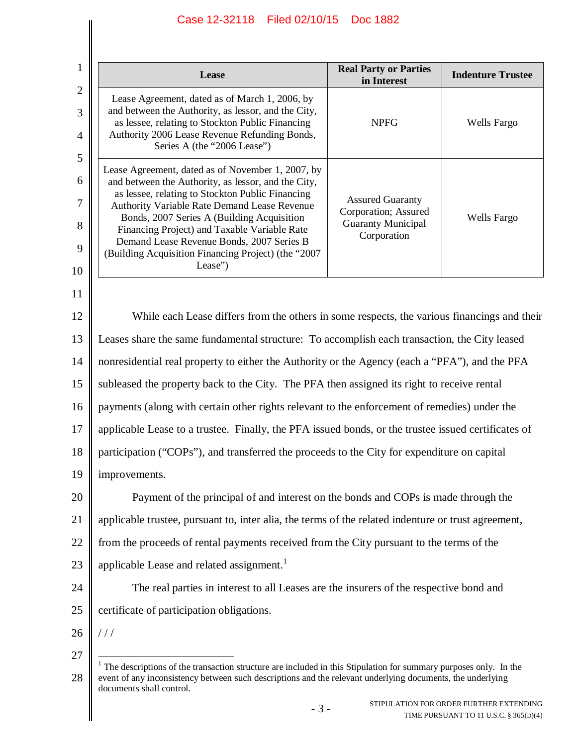| Lease | Real Party or Parties in Interest | Indenture Trustee |
| --- | --- | --- |
| Lease Agreement, dated as of March 1, 2006, by and between the Authority, as lessor, and the City, as lessee, relating to Stockton Public Financing Authority 2006 Lease Revenue Refunding Bonds, Series A (the "2006 Lease") | NPFG | Wells Fargo |
| Lease Agreement, dated as of November 1, 2007, by and between the Authority, as lessor, and the City, as lessee, relating to Stockton Public Financing Authority Variable Rate Demand Lease Revenue Bonds, 2007 Series A (Building Acquisition Financing Project) and Taxable Variable Rate Demand Lease Revenue Bonds, 2007 Series B (Building Acquisition Financing Project) (the "2007 Lease") | Assured Guaranty Corporation; Assured Guaranty Municipal Corporation | Wells Fargo |

While each Lease differs from the others in some respects, the various financings and their Leases share the same fundamental structure: To accomplish each transaction, the City leased nonresidential real property to either the Authority or the Agency (each a "PFA"), and the PFA subleased the property back to the City. The PFA then assigned its right to receive rental payments (along with certain other rights relevant to the enforcement of remedies) under the applicable Lease to a trustee. Finally, the PFA issued bonds, or the trustee issued certificates of participation ("COPs"), and transferred the proceeds to the City for expenditure on capital improvements.

Payment of the principal of and interest on the bonds and COPs is made through the applicable trustee, pursuant to, inter alia, the terms of the related indenture or trust agreement, from the proceeds of rental payments received from the City pursuant to the terms of the applicable Lease and related assignment.[1]

The real parties in interest to all Leases are the insurers of the respective bond and certificate of participation obligations.

/ / /

[1] The descriptions of the transaction structure are included in this Stipulation for summary purposes only. In the event of any inconsistency between such descriptions and the relevant underlying documents, the underlying documents shall control.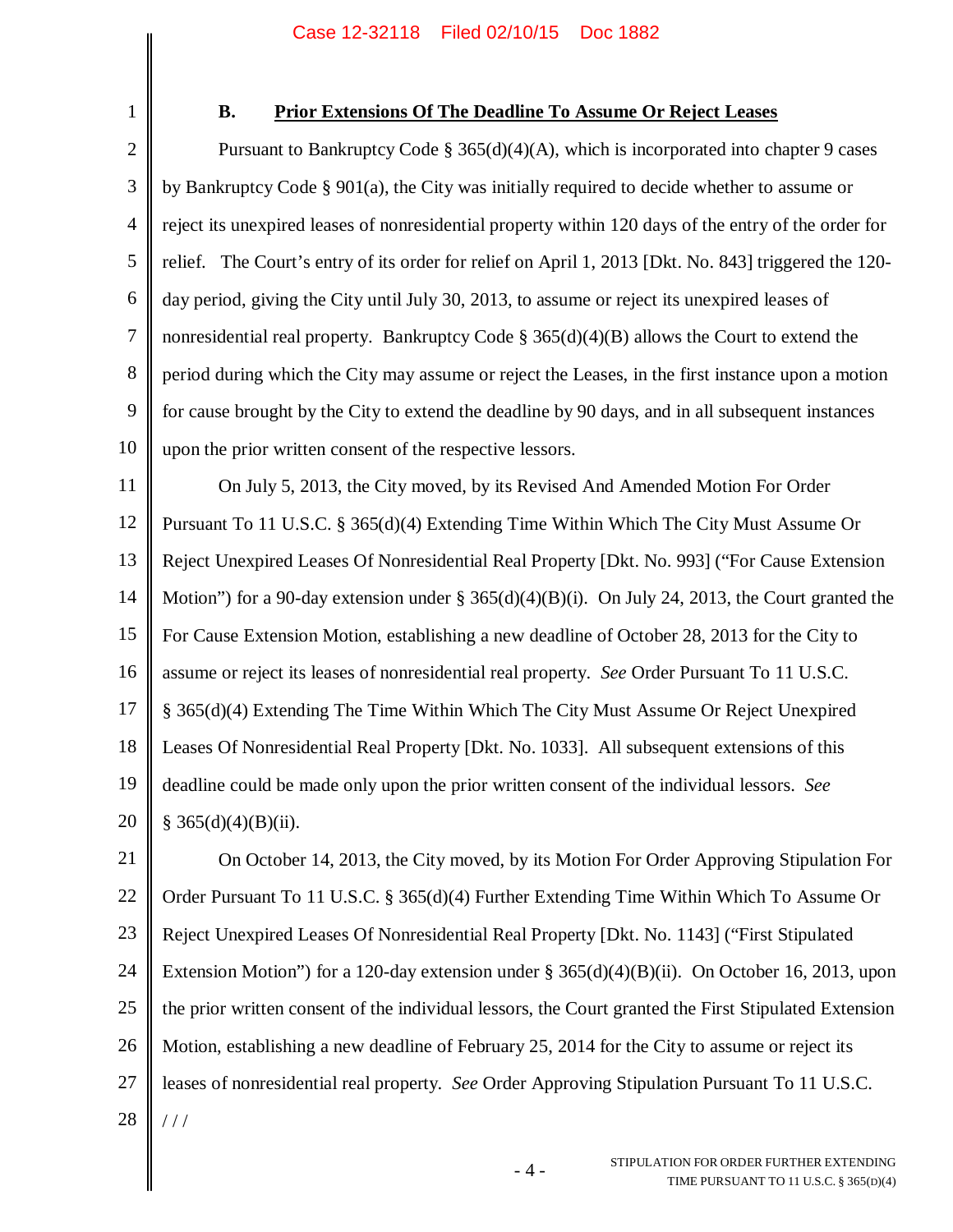### B. Prior Extensions Of The Deadline To Assume Or Reject Leases

Pursuant to Bankruptcy Code § 365(d)(4)(A), which is incorporated into chapter 9 cases by Bankruptcy Code § 901(a), the City was initially required to decide whether to assume or reject its unexpired leases of nonresidential property within 120 days of the entry of the order for relief. The Court's entry of its order for relief on April 1, 2013 [Dkt. No. 843] triggered the 120-day period, giving the City until July 30, 2013, to assume or reject its unexpired leases of nonresidential real property. Bankruptcy Code § 365(d)(4)(B) allows the Court to extend the period during which the City may assume or reject the Leases, in the first instance upon a motion for cause brought by the City to extend the deadline by 90 days, and in all subsequent instances upon the prior written consent of the respective lessors.

On July 5, 2013, the City moved, by its Revised And Amended Motion For Order Pursuant To 11 U.S.C. § 365(d)(4) Extending Time Within Which The City Must Assume Or Reject Unexpired Leases Of Nonresidential Real Property [Dkt. No. 993] ("For Cause Extension Motion") for a 90-day extension under § 365(d)(4)(B)(i). On July 24, 2013, the Court granted the For Cause Extension Motion, establishing a new deadline of October 28, 2013 for the City to assume or reject its leases of nonresidential real property. *See* Order Pursuant To 11 U.S.C. § 365(d)(4) Extending The Time Within Which The City Must Assume Or Reject Unexpired Leases Of Nonresidential Real Property [Dkt. No. 1033]. All subsequent extensions of this deadline could be made only upon the prior written consent of the individual lessors. *See* § 365(d)(4)(B)(ii).

On October 14, 2013, the City moved, by its Motion For Order Approving Stipulation For Order Pursuant To 11 U.S.C. § 365(d)(4) Further Extending Time Within Which To Assume Or Reject Unexpired Leases Of Nonresidential Real Property [Dkt. No. 1143] ("First Stipulated Extension Motion") for a 120-day extension under § 365(d)(4)(B)(ii). On October 16, 2013, upon the prior written consent of the individual lessors, the Court granted the First Stipulated Extension Motion, establishing a new deadline of February 25, 2014 for the City to assume or reject its leases of nonresidential real property. *See* Order Approving Stipulation Pursuant To 11 U.S.C.

/ / /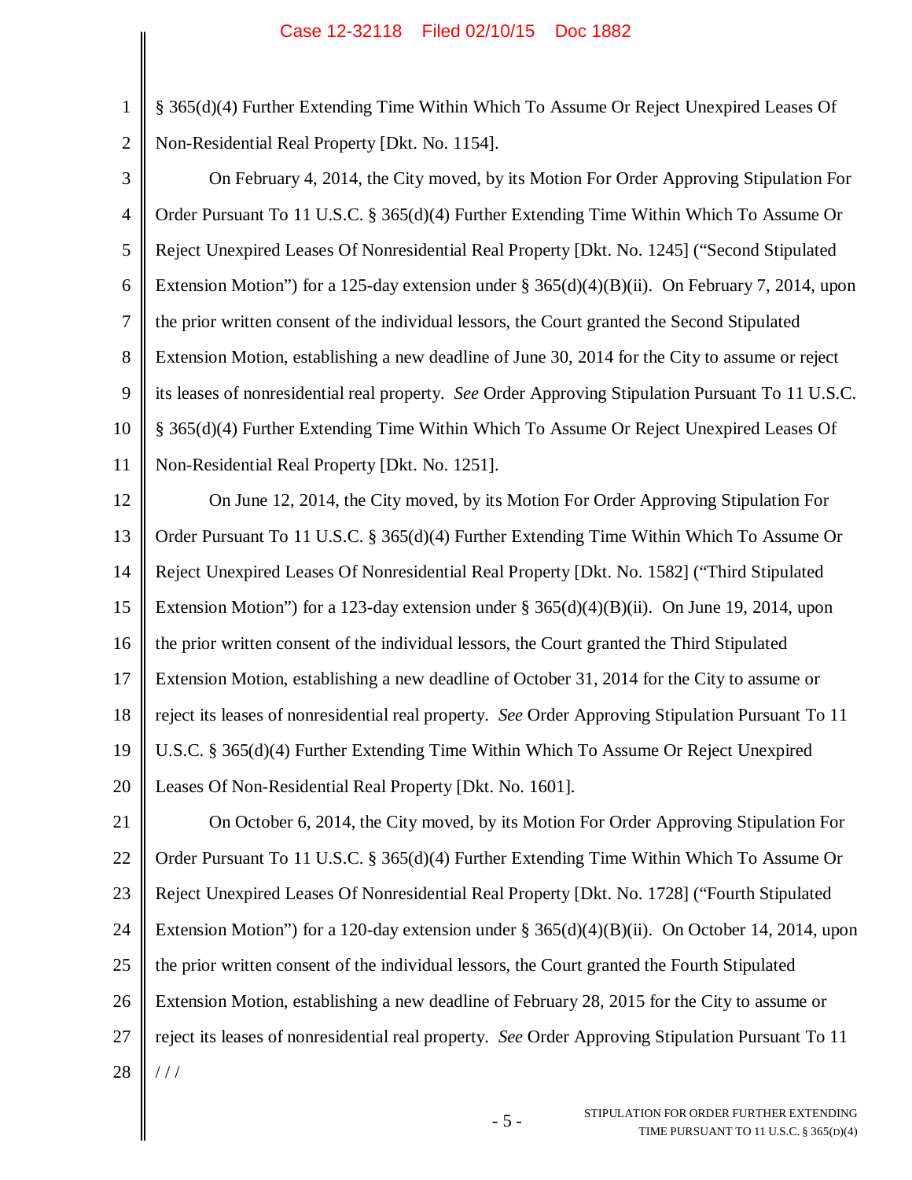§ 365(d)(4) Further Extending Time Within Which To Assume Or Reject Unexpired Leases Of Non-Residential Real Property [Dkt. No. 1154].

On February 4, 2014, the City moved, by its Motion For Order Approving Stipulation For Order Pursuant To 11 U.S.C. § 365(d)(4) Further Extending Time Within Which To Assume Or Reject Unexpired Leases Of Nonresidential Real Property [Dkt. No. 1245] ("Second Stipulated Extension Motion") for a 125-day extension under § 365(d)(4)(B)(ii). On February 7, 2014, upon the prior written consent of the individual lessors, the Court granted the Second Stipulated Extension Motion, establishing a new deadline of June 30, 2014 for the City to assume or reject its leases of nonresidential real property. *See* Order Approving Stipulation Pursuant To 11 U.S.C. § 365(d)(4) Further Extending Time Within Which To Assume Or Reject Unexpired Leases Of Non-Residential Real Property [Dkt. No. 1251].

On June 12, 2014, the City moved, by its Motion For Order Approving Stipulation For Order Pursuant To 11 U.S.C. § 365(d)(4) Further Extending Time Within Which To Assume Or Reject Unexpired Leases Of Nonresidential Real Property [Dkt. No. 1582] ("Third Stipulated Extension Motion") for a 123-day extension under § 365(d)(4)(B)(ii). On June 19, 2014, upon the prior written consent of the individual lessors, the Court granted the Third Stipulated Extension Motion, establishing a new deadline of October 31, 2014 for the City to assume or reject its leases of nonresidential real property. *See* Order Approving Stipulation Pursuant To 11 U.S.C. § 365(d)(4) Further Extending Time Within Which To Assume Or Reject Unexpired Leases Of Non-Residential Real Property [Dkt. No. 1601].

On October 6, 2014, the City moved, by its Motion For Order Approving Stipulation For Order Pursuant To 11 U.S.C. § 365(d)(4) Further Extending Time Within Which To Assume Or Reject Unexpired Leases Of Nonresidential Real Property [Dkt. No. 1728] ("Fourth Stipulated Extension Motion") for a 120-day extension under § 365(d)(4)(B)(ii). On October 14, 2014, upon the prior written consent of the individual lessors, the Court granted the Fourth Stipulated Extension Motion, establishing a new deadline of February 28, 2015 for the City to assume or reject its leases of nonresidential real property. *See* Order Approving Stipulation Pursuant To 11

/ / /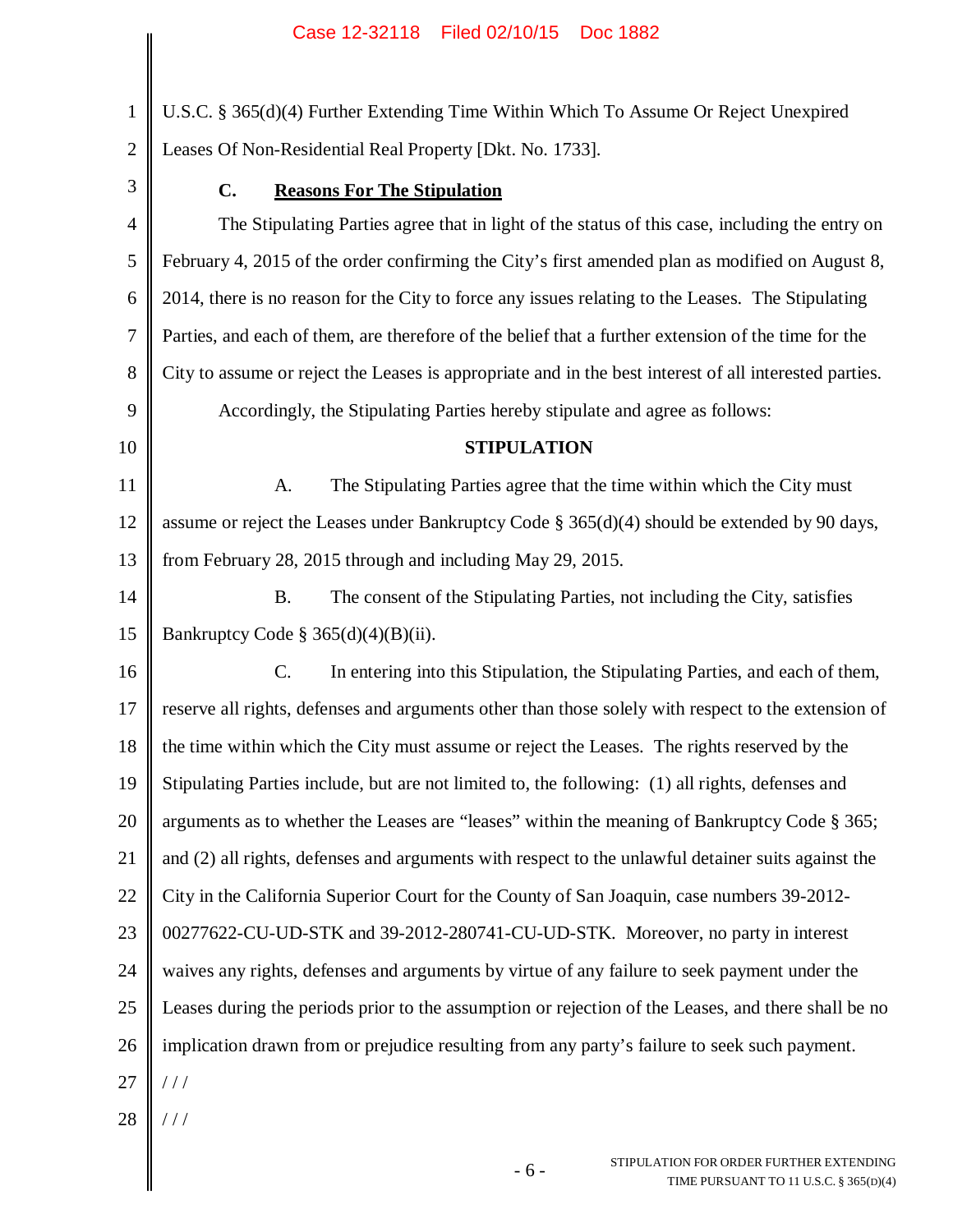U.S.C. § 365(d)(4) Further Extending Time Within Which To Assume Or Reject Unexpired Leases Of Non-Residential Real Property [Dkt. No. 1733].

### C. Reasons For The Stipulation

The Stipulating Parties agree that in light of the status of this case, including the entry on February 4, 2015 of the order confirming the City's first amended plan as modified on August 8, 2014, there is no reason for the City to force any issues relating to the Leases. The Stipulating Parties, and each of them, are therefore of the belief that a further extension of the time for the City to assume or reject the Leases is appropriate and in the best interest of all interested parties.

Accordingly, the Stipulating Parties hereby stipulate and agree as follows:

**STIPULATION**

A. The Stipulating Parties agree that the time within which the City must assume or reject the Leases under Bankruptcy Code § 365(d)(4) should be extended by 90 days, from February 28, 2015 through and including May 29, 2015.

B. The consent of the Stipulating Parties, not including the City, satisfies Bankruptcy Code § 365(d)(4)(B)(ii).

C. In entering into this Stipulation, the Stipulating Parties, and each of them, reserve all rights, defenses and arguments other than those solely with respect to the extension of the time within which the City must assume or reject the Leases. The rights reserved by the Stipulating Parties include, but are not limited to, the following: (1) all rights, defenses and arguments as to whether the Leases are "leases" within the meaning of Bankruptcy Code § 365; and (2) all rights, defenses and arguments with respect to the unlawful detainer suits against the City in the California Superior Court for the County of San Joaquin, case numbers 39-2012-00277622-CU-UD-STK and 39-2012-280741-CU-UD-STK. Moreover, no party in interest waives any rights, defenses and arguments by virtue of any failure to seek payment under the Leases during the periods prior to the assumption or rejection of the Leases, and there shall be no implication drawn from or prejudice resulting from any party's failure to seek such payment.

/ / /

/ / /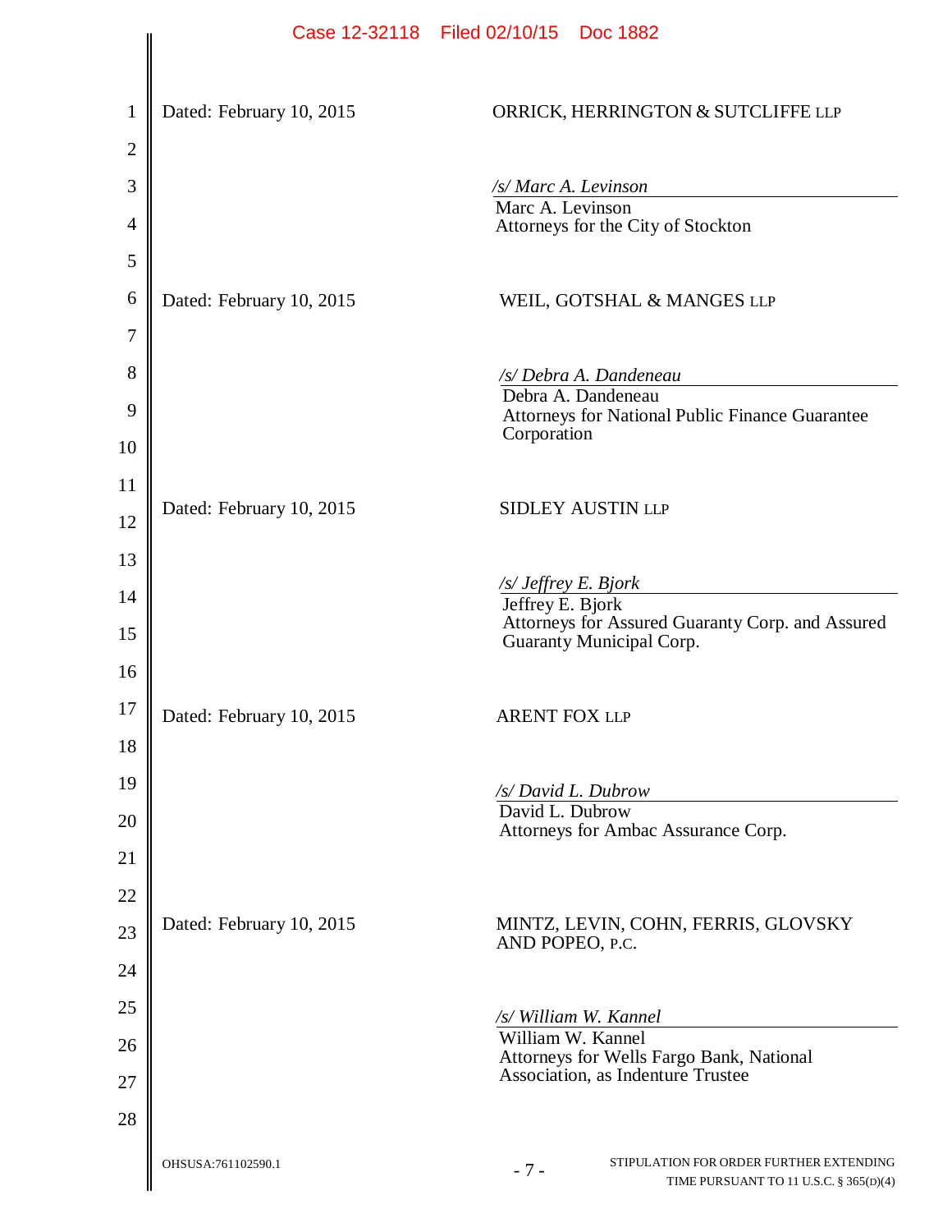Dated: February 10, 2015

ORRICK, HERRINGTON & SUTCLIFFE LLP

*/s/ Marc A. Levinson*
Marc A. Levinson
Attorneys for the City of Stockton

Dated: February 10, 2015

WEIL, GOTSHAL & MANGES LLP

*/s/ Debra A. Dandeneau*
Debra A. Dandeneau
Attorneys for National Public Finance Guarantee Corporation

Dated: February 10, 2015

SIDLEY AUSTIN LLP

*/s/ Jeffrey E. Bjork*
Jeffrey E. Bjork
Attorneys for Assured Guaranty Corp. and Assured Guaranty Municipal Corp.

Dated: February 10, 2015

ARENT FOX LLP

*/s/ David L. Dubrow*
David L. Dubrow
Attorneys for Ambac Assurance Corp.

Dated: February 10, 2015

MINTZ, LEVIN, COHN, FERRIS, GLOVSKY AND POPEO, P.C.

*/s/ William W. Kannel*
William W. Kannel
Attorneys for Wells Fargo Bank, National Association, as Indenture Trustee